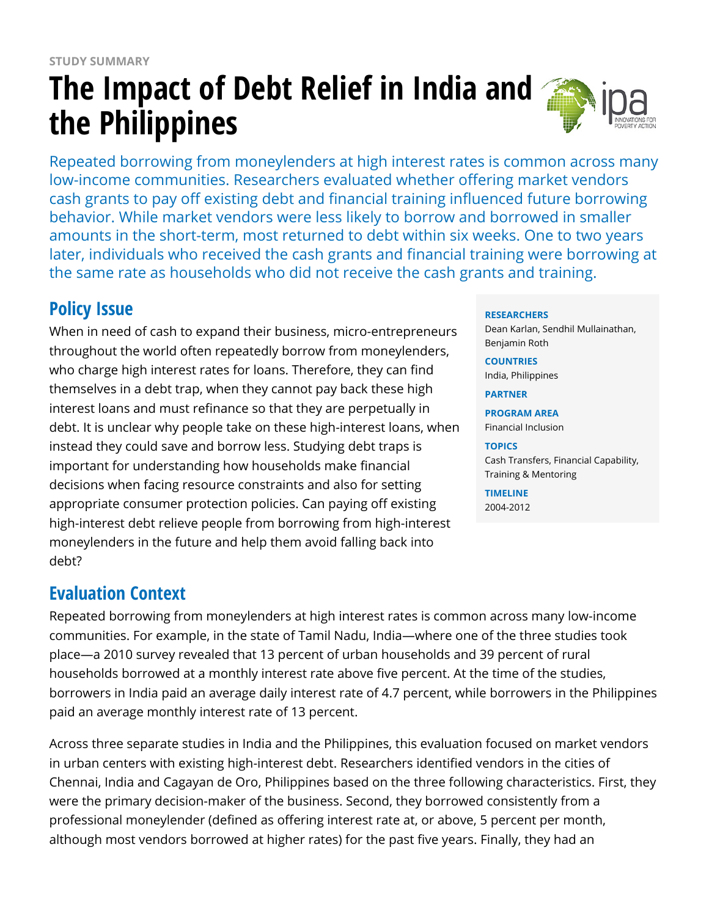STUDY SUMMARY

# The Impact of Debt Relief in India and the Philippines

Repeated borrowing from moneylenders at high interest rates is common across many low-income communities. Researchers evaluated whether offering market vendors cash grants to pay off existing debt and financial training influenced future borrowing behavior. While market vendors were less likely to borrow and borrowed in smaller amounts in the short-term, most returned to debt within six weeks. One to two years later, individuals who received the cash grants and financial training were borrowing at the same rate as households who did not receive the cash grants and training.

**RESEARCHERS**
Dean Karlan, Sendhil Mullainathan, Benjamin Roth

**COUNTRIES**
India, Philippines

**PARTNER**

**PROGRAM AREA**
Financial Inclusion

**TOPICS**
Cash Transfers, Financial Capability, Training & Mentoring

**TIMELINE**
2004-2012

## Policy Issue

When in need of cash to expand their business, micro-entrepreneurs throughout the world often repeatedly borrow from moneylenders, who charge high interest rates for loans. Therefore, they can find themselves in a debt trap, when they cannot pay back these high interest loans and must refinance so that they are perpetually in debt. It is unclear why people take on these high-interest loans, when instead they could save and borrow less. Studying debt traps is important for understanding how households make financial decisions when facing resource constraints and also for setting appropriate consumer protection policies. Can paying off existing high-interest debt relieve people from borrowing from high-interest moneylenders in the future and help them avoid falling back into debt?

## Evaluation Context

Repeated borrowing from moneylenders at high interest rates is common across many low-income communities. For example, in the state of Tamil Nadu, India—where one of the three studies took place—a 2010 survey revealed that 13 percent of urban households and 39 percent of rural households borrowed at a monthly interest rate above five percent. At the time of the studies, borrowers in India paid an average daily interest rate of 4.7 percent, while borrowers in the Philippines paid an average monthly interest rate of 13 percent.

Across three separate studies in India and the Philippines, this evaluation focused on market vendors in urban centers with existing high-interest debt. Researchers identified vendors in the cities of Chennai, India and Cagayan de Oro, Philippines based on the three following characteristics. First, they were the primary decision-maker of the business. Second, they borrowed consistently from a professional moneylender (defined as offering interest rate at, or above, 5 percent per month, although most vendors borrowed at higher rates) for the past five years. Finally, they had an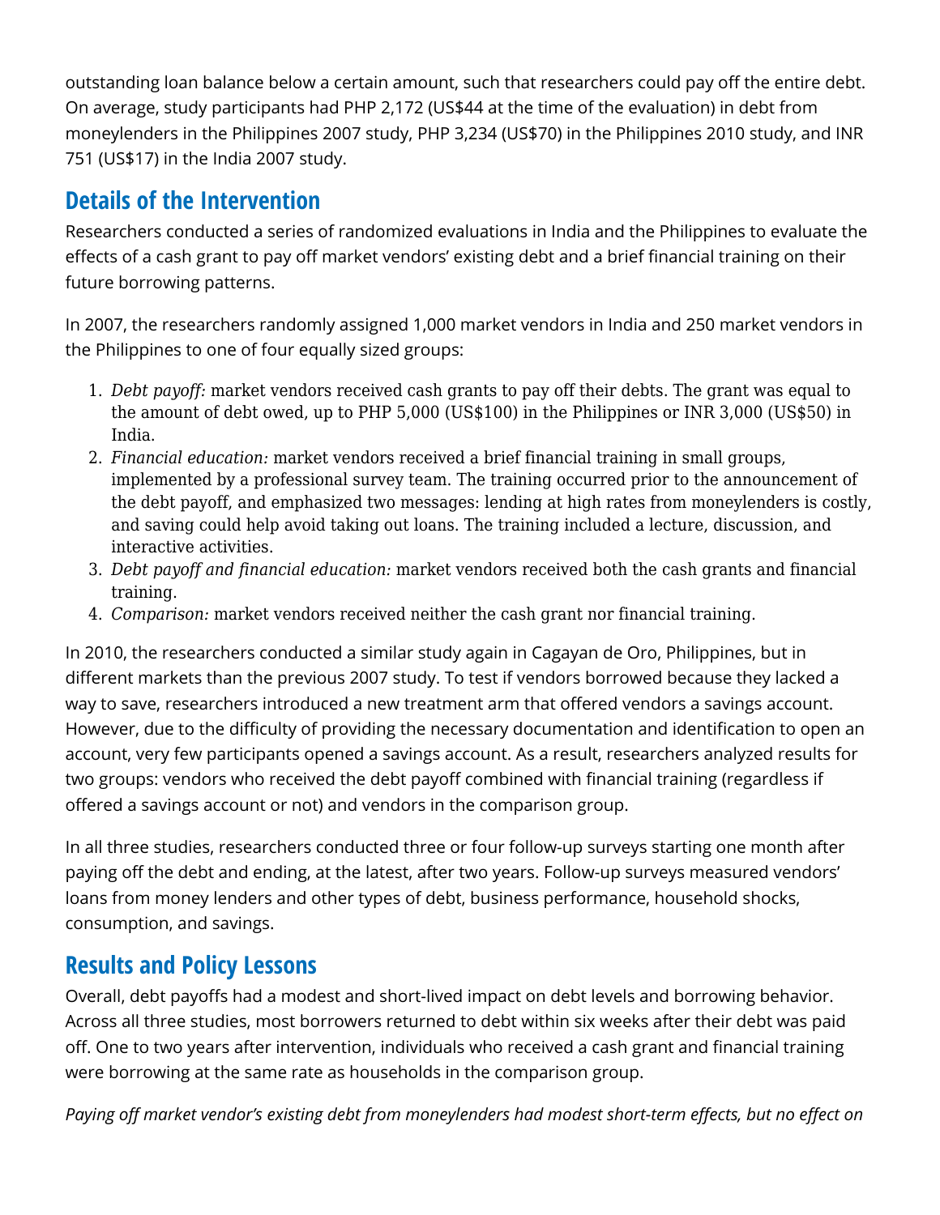outstanding loan balance below a certain amount, such that researchers could pay off the entire debt. On average, study participants had PHP 2,172 (US$44 at the time of the evaluation) in debt from moneylenders in the Philippines 2007 study, PHP 3,234 (US$70) in the Philippines 2010 study, and INR 751 (US$17) in the India 2007 study.

## Details of the Intervention

Researchers conducted a series of randomized evaluations in India and the Philippines to evaluate the effects of a cash grant to pay off market vendors' existing debt and a brief financial training on their future borrowing patterns.

In 2007, the researchers randomly assigned 1,000 market vendors in India and 250 market vendors in the Philippines to one of four equally sized groups:

1. *Debt payoff:* market vendors received cash grants to pay off their debts. The grant was equal to the amount of debt owed, up to PHP 5,000 (US$100) in the Philippines or INR 3,000 (US$50) in India.
2. *Financial education:* market vendors received a brief financial training in small groups, implemented by a professional survey team. The training occurred prior to the announcement of the debt payoff, and emphasized two messages: lending at high rates from moneylenders is costly, and saving could help avoid taking out loans. The training included a lecture, discussion, and interactive activities.
3. *Debt payoff and financial education:* market vendors received both the cash grants and financial training.
4. *Comparison:* market vendors received neither the cash grant nor financial training.

In 2010, the researchers conducted a similar study again in Cagayan de Oro, Philippines, but in different markets than the previous 2007 study. To test if vendors borrowed because they lacked a way to save, researchers introduced a new treatment arm that offered vendors a savings account. However, due to the difficulty of providing the necessary documentation and identification to open an account, very few participants opened a savings account. As a result, researchers analyzed results for two groups: vendors who received the debt payoff combined with financial training (regardless if offered a savings account or not) and vendors in the comparison group.

In all three studies, researchers conducted three or four follow-up surveys starting one month after paying off the debt and ending, at the latest, after two years. Follow-up surveys measured vendors' loans from money lenders and other types of debt, business performance, household shocks, consumption, and savings.

## Results and Policy Lessons

Overall, debt payoffs had a modest and short-lived impact on debt levels and borrowing behavior. Across all three studies, most borrowers returned to debt within six weeks after their debt was paid off. One to two years after intervention, individuals who received a cash grant and financial training were borrowing at the same rate as households in the comparison group.

*Paying off market vendor's existing debt from moneylenders had modest short-term effects, but no effect on*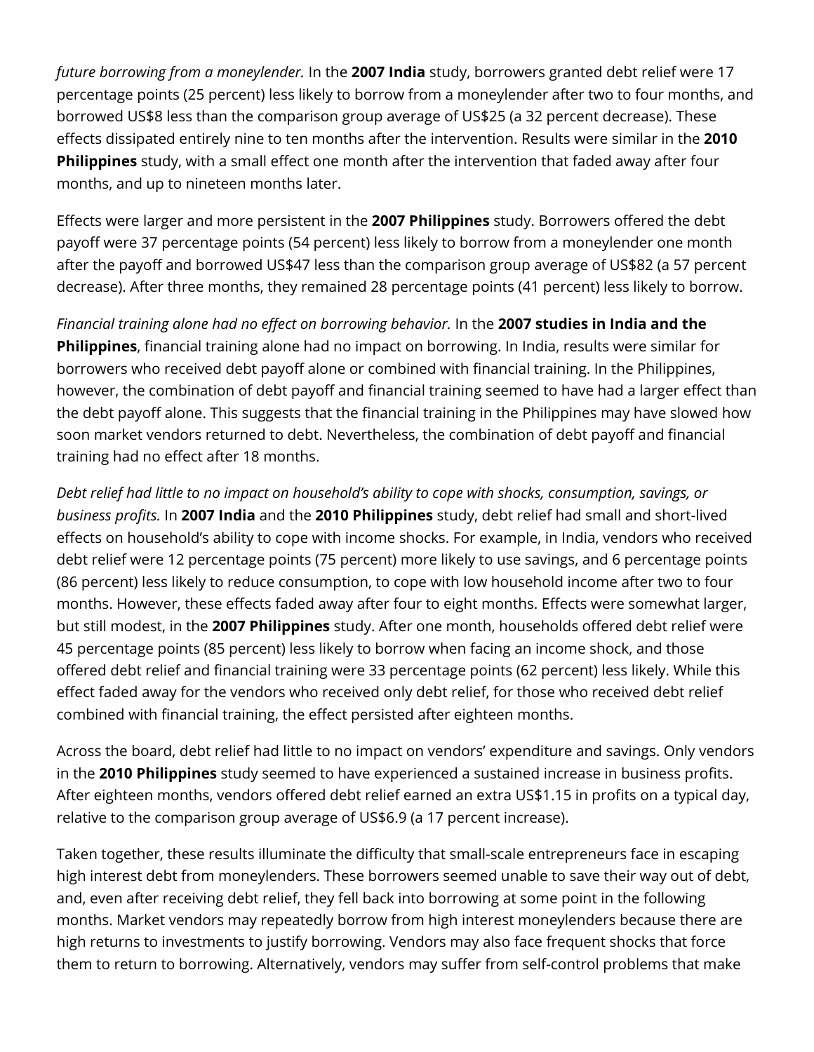*future borrowing from a moneylender.* In the **2007 India** study, borrowers granted debt relief were 17 percentage points (25 percent) less likely to borrow from a moneylender after two to four months, and borrowed US$8 less than the comparison group average of US$25 (a 32 percent decrease). These effects dissipated entirely nine to ten months after the intervention. Results were similar in the **2010 Philippines** study, with a small effect one month after the intervention that faded away after four months, and up to nineteen months later.

Effects were larger and more persistent in the **2007 Philippines** study. Borrowers offered the debt payoff were 37 percentage points (54 percent) less likely to borrow from a moneylender one month after the payoff and borrowed US$47 less than the comparison group average of US$82 (a 57 percent decrease). After three months, they remained 28 percentage points (41 percent) less likely to borrow.

*Financial training alone had no effect on borrowing behavior.* In the **2007 studies in India and the Philippines**, financial training alone had no impact on borrowing. In India, results were similar for borrowers who received debt payoff alone or combined with financial training. In the Philippines, however, the combination of debt payoff and financial training seemed to have had a larger effect than the debt payoff alone. This suggests that the financial training in the Philippines may have slowed how soon market vendors returned to debt. Nevertheless, the combination of debt payoff and financial training had no effect after 18 months.

*Debt relief had little to no impact on household's ability to cope with shocks, consumption, savings, or business profits.* In **2007 India** and the **2010 Philippines** study, debt relief had small and short-lived effects on household's ability to cope with income shocks. For example, in India, vendors who received debt relief were 12 percentage points (75 percent) more likely to use savings, and 6 percentage points (86 percent) less likely to reduce consumption, to cope with low household income after two to four months. However, these effects faded away after four to eight months. Effects were somewhat larger, but still modest, in the **2007 Philippines** study. After one month, households offered debt relief were 45 percentage points (85 percent) less likely to borrow when facing an income shock, and those offered debt relief and financial training were 33 percentage points (62 percent) less likely. While this effect faded away for the vendors who received only debt relief, for those who received debt relief combined with financial training, the effect persisted after eighteen months.

Across the board, debt relief had little to no impact on vendors' expenditure and savings. Only vendors in the **2010 Philippines** study seemed to have experienced a sustained increase in business profits. After eighteen months, vendors offered debt relief earned an extra US$1.15 in profits on a typical day, relative to the comparison group average of US$6.9 (a 17 percent increase).

Taken together, these results illuminate the difficulty that small-scale entrepreneurs face in escaping high interest debt from moneylenders. These borrowers seemed unable to save their way out of debt, and, even after receiving debt relief, they fell back into borrowing at some point in the following months. Market vendors may repeatedly borrow from high interest moneylenders because there are high returns to investments to justify borrowing. Vendors may also face frequent shocks that force them to return to borrowing. Alternatively, vendors may suffer from self-control problems that make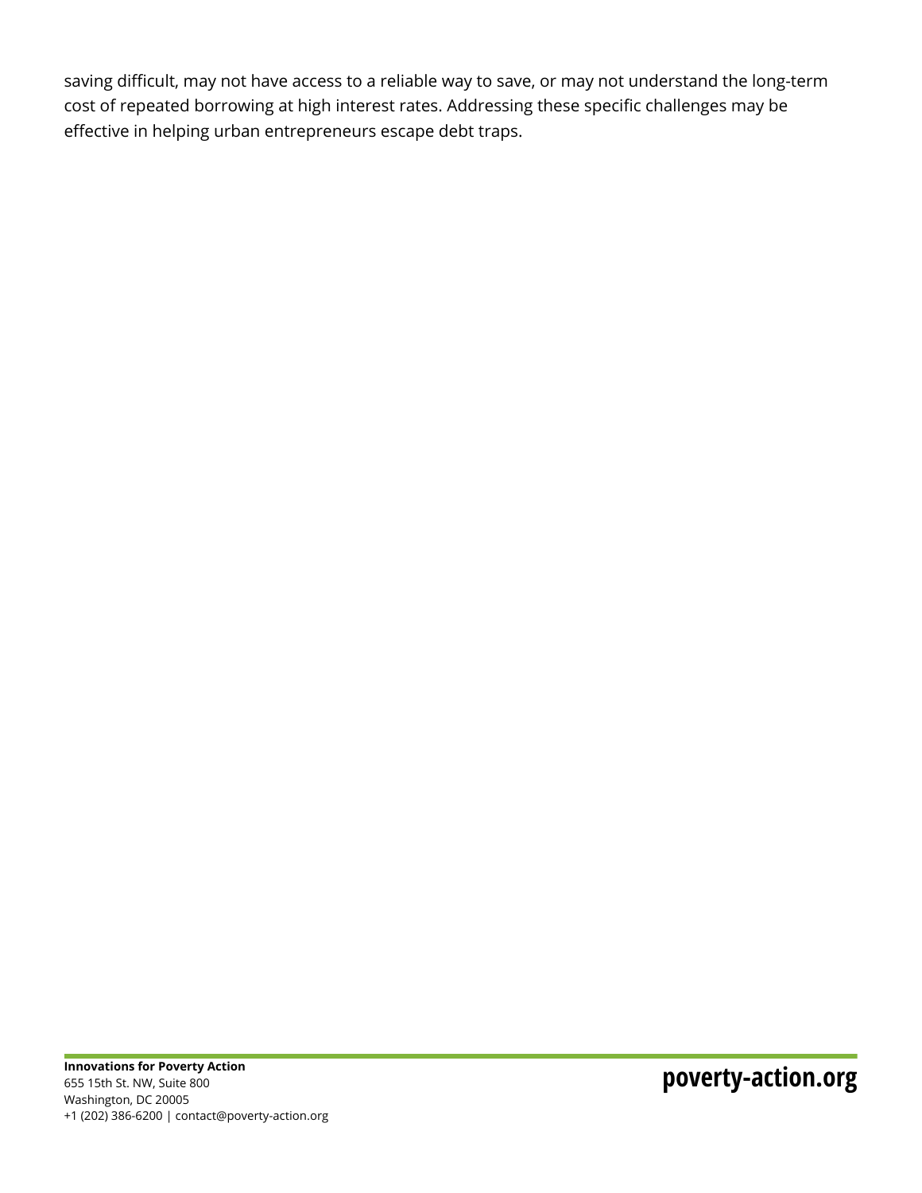saving difficult, may not have access to a reliable way to save, or may not understand the long-term cost of repeated borrowing at high interest rates. Addressing these specific challenges may be effective in helping urban entrepreneurs escape debt traps.